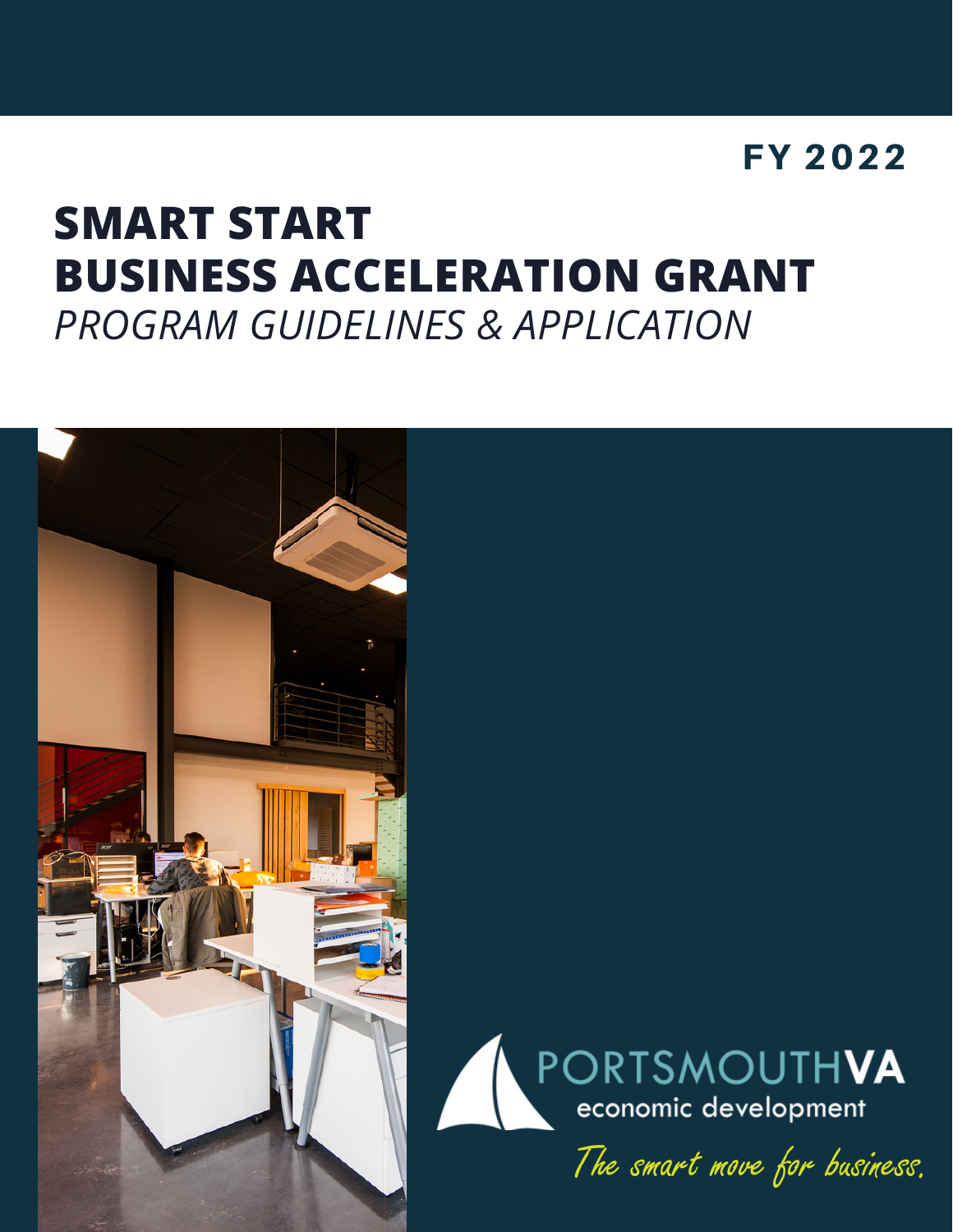FY 2022

# SMART START BUSINESS ACCELERATION GRANT

*PROGRAM GUIDELINES & APPLICATION*

PORTSMOUTHVA

economic development

*The smart move for business.*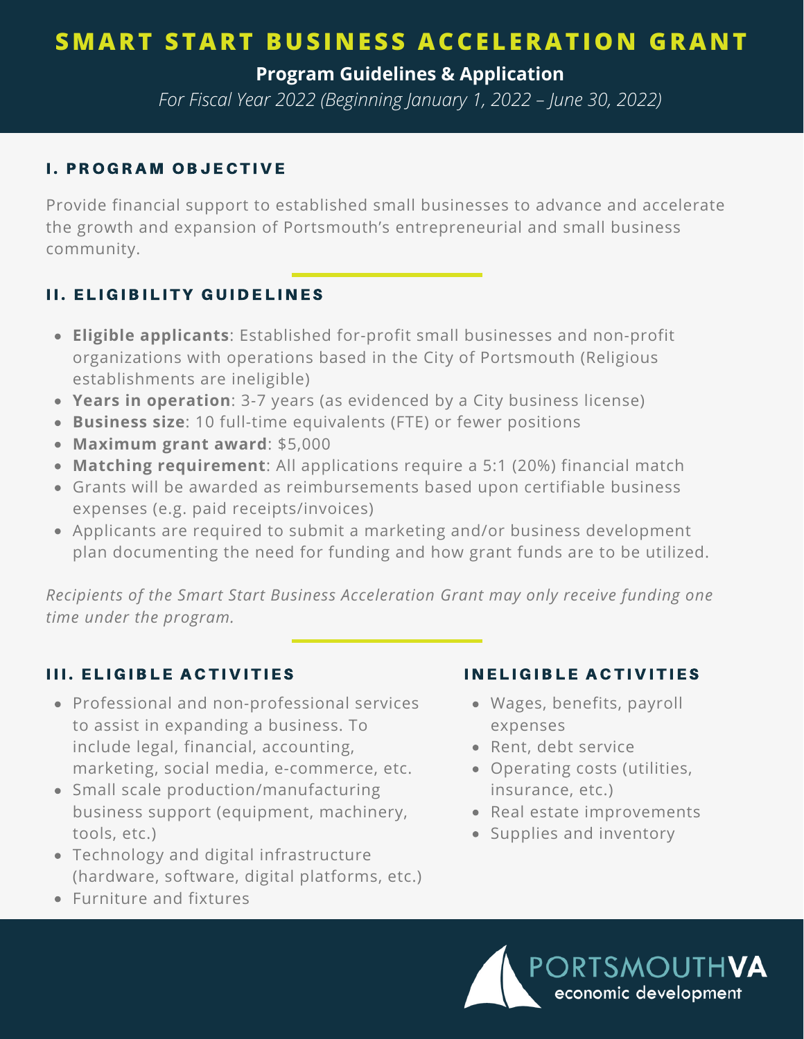# SMART START BUSINESS ACCELERATION GRANT

**Program Guidelines & Application**

*For Fiscal Year 2022 (Beginning January 1, 2022 – June 30, 2022)*

## I. PROGRAM OBJECTIVE

Provide financial support to established small businesses to advance and accelerate the growth and expansion of Portsmouth's entrepreneurial and small business community.

## II. ELIGIBILITY GUIDELINES

- **Eligible applicants**: Established for-profit small businesses and non-profit organizations with operations based in the City of Portsmouth (Religious establishments are ineligible)
- **Years in operation**: 3-7 years (as evidenced by a City business license)
- **Business size**: 10 full-time equivalents (FTE) or fewer positions
- **Maximum grant award**: $5,000
- **Matching requirement**: All applications require a 5:1 (20%) financial match
- Grants will be awarded as reimbursements based upon certifiable business expenses (e.g. paid receipts/invoices)
- Applicants are required to submit a marketing and/or business development plan documenting the need for funding and how grant funds are to be utilized.

*Recipients of the Smart Start Business Acceleration Grant may only receive funding one time under the program.*

## III. ELIGIBLE ACTIVITIES

- Professional and non-professional services to assist in expanding a business. To include legal, financial, accounting, marketing, social media, e-commerce, etc.
- Small scale production/manufacturing business support (equipment, machinery, tools, etc.)
- Technology and digital infrastructure (hardware, software, digital platforms, etc.)
- Furniture and fixtures

## INELIGIBLE ACTIVITIES

- Wages, benefits, payroll expenses
- Rent, debt service
- Operating costs (utilities, insurance, etc.)
- Real estate improvements
- Supplies and inventory

PORTSMOUTHVA economic development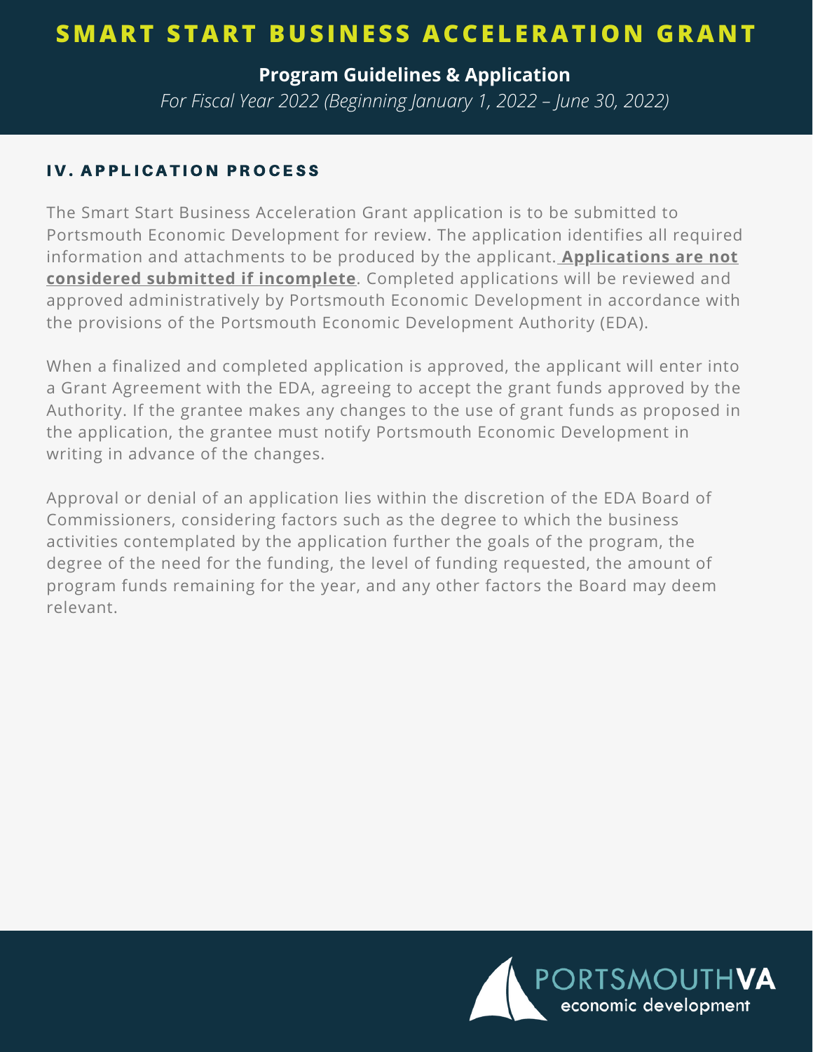## IV. APPLICATION PROCESS

The Smart Start Business Acceleration Grant application is to be submitted to Portsmouth Economic Development for review. The application identifies all required information and attachments to be produced by the applicant. **Applications are not considered submitted if incomplete**. Completed applications will be reviewed and approved administratively by Portsmouth Economic Development in accordance with the provisions of the Portsmouth Economic Development Authority (EDA).

When a finalized and completed application is approved, the applicant will enter into a Grant Agreement with the EDA, agreeing to accept the grant funds approved by the Authority. If the grantee makes any changes to the use of grant funds as proposed in the application, the grantee must notify Portsmouth Economic Development in writing in advance of the changes.

Approval or denial of an application lies within the discretion of the EDA Board of Commissioners, considering factors such as the degree to which the business activities contemplated by the application further the goals of the program, the degree of the need for the funding, the level of funding requested, the amount of program funds remaining for the year, and any other factors the Board may deem relevant.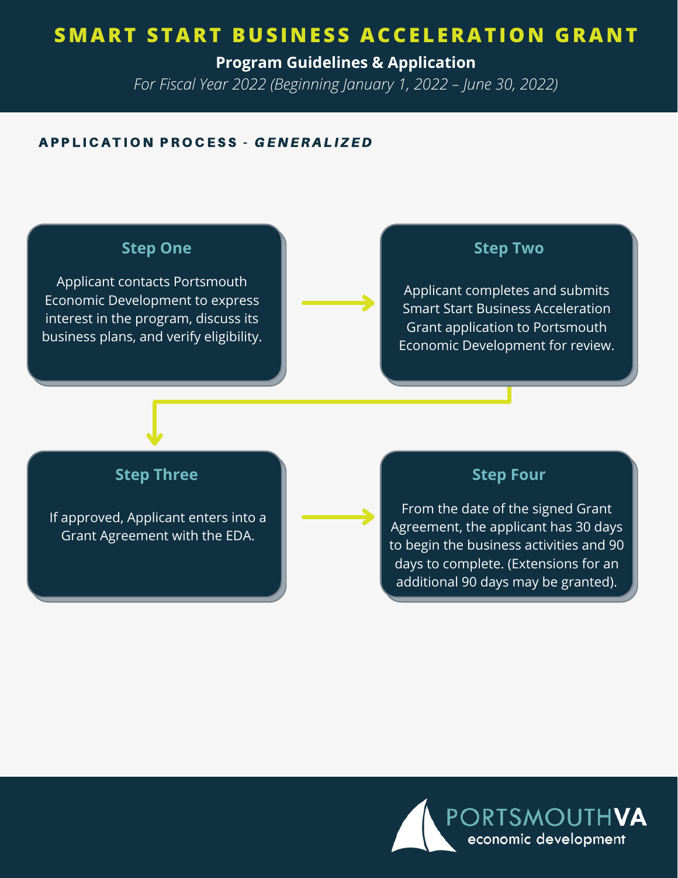# SMART START BUSINESS ACCELERATION GRANT

**Program Guidelines & Application**

*For Fiscal Year 2022 (Beginning January 1, 2022 – June 30, 2022)*

## APPLICATION PROCESS - *GENERALIZED*

### Step One

Applicant contacts Portsmouth Economic Development to express interest in the program, discuss its business plans, and verify eligibility.

### Step Two

Applicant completes and submits Smart Start Business Acceleration Grant application to Portsmouth Economic Development for review.

### Step Three

If approved, Applicant enters into a Grant Agreement with the EDA.

### Step Four

From the date of the signed Grant Agreement, the applicant has 30 days to begin the business activities and 90 days to complete. (Extensions for an additional 90 days may be granted).

PORTSMOUTHVA economic development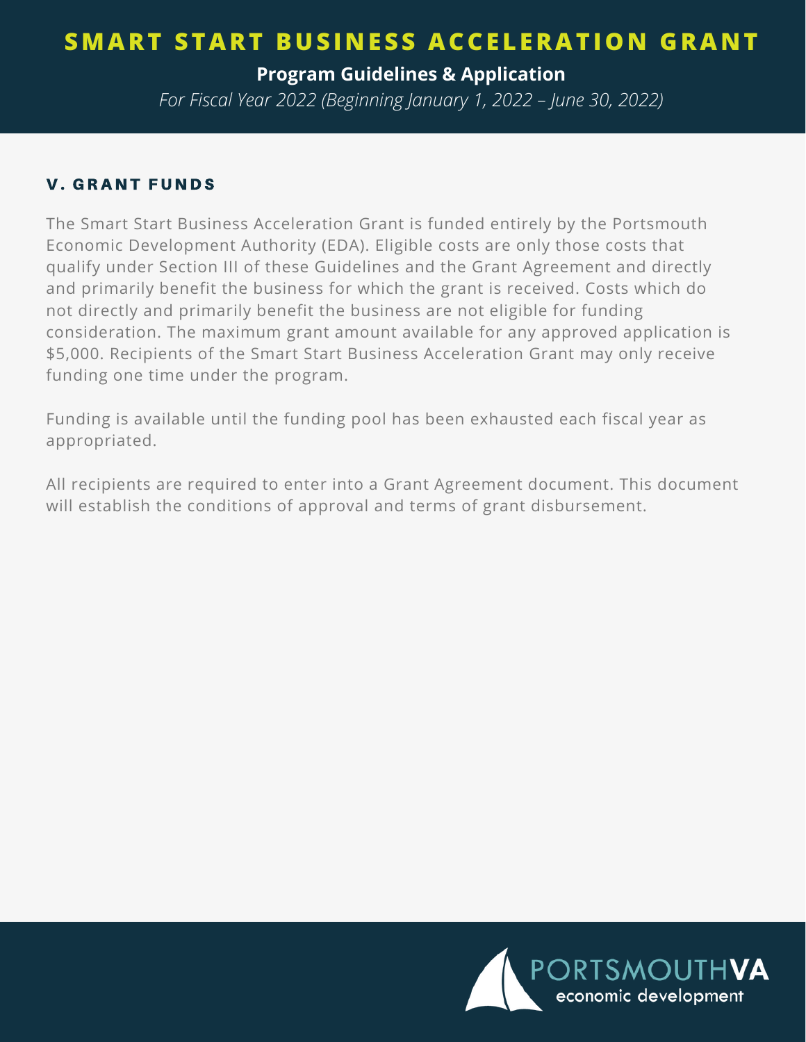# SMART START BUSINESS ACCELERATION GRANT

**Program Guidelines & Application**

*For Fiscal Year 2022 (Beginning January 1, 2022 – June 30, 2022)*

## V. GRANT FUNDS

The Smart Start Business Acceleration Grant is funded entirely by the Portsmouth Economic Development Authority (EDA). Eligible costs are only those costs that qualify under Section III of these Guidelines and the Grant Agreement and directly and primarily benefit the business for which the grant is received. Costs which do not directly and primarily benefit the business are not eligible for funding consideration. The maximum grant amount available for any approved application is $5,000. Recipients of the Smart Start Business Acceleration Grant may only receive funding one time under the program.

Funding is available until the funding pool has been exhausted each fiscal year as appropriated.

All recipients are required to enter into a Grant Agreement document. This document will establish the conditions of approval and terms of grant disbursement.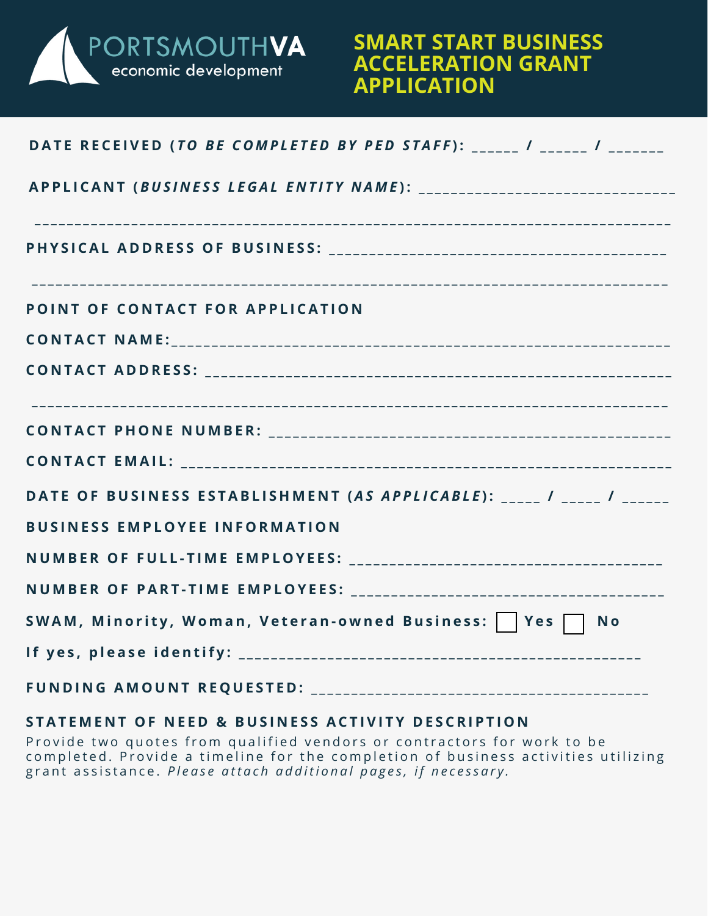PORTSMOUTH**VA** economic development

# SMART START BUSINESS ACCELERATION GRANT APPLICATION

**DATE RECEIVED (*TO BE COMPLETED BY PED STAFF*):** ______ / ______ / _______

**APPLICANT (*BUSINESS LEGAL ENTITY NAME*):** _______________________________

_______________________________________________________________________________

**PHYSICAL ADDRESS OF BUSINESS:** ________________________________________

_______________________________________________________________________________

**POINT OF CONTACT FOR APPLICATION**

**CONTACT NAME:**___________________________________________________________

**CONTACT ADDRESS:** _______________________________________________________

_______________________________________________________________________________

**CONTACT PHONE NUMBER:** _________________________________________________

**CONTACT EMAIL:** _________________________________________________________

**DATE OF BUSINESS ESTABLISHMENT (*AS APPLICABLE*):** _____ / _____ / ______

**BUSINESS EMPLOYEE INFORMATION**

**NUMBER OF FULL-TIME EMPLOYEES:** _____________________________________

**NUMBER OF PART-TIME EMPLOYEES:** _____________________________________

**SWAM, Minority, Woman, Veteran-owned Business:** ☐ **Yes** ☐ **No**

**If yes, please identify:** _____________________________________________

**FUNDING AMOUNT REQUESTED:** __________________________________________

**STATEMENT OF NEED & BUSINESS ACTIVITY DESCRIPTION**

Provide two quotes from qualified vendors or contractors for work to be completed. Provide a timeline for the completion of business activities utilizing grant assistance. *Please attach additional pages, if necessary.*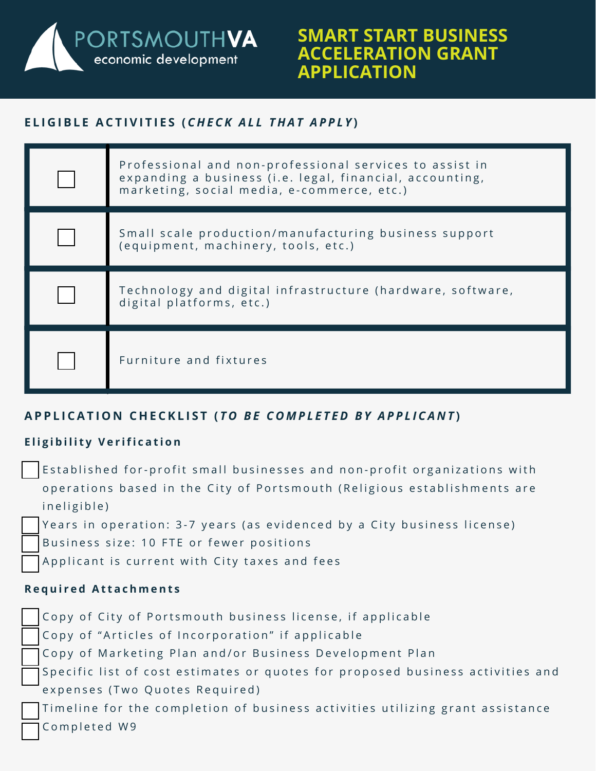PORTSMOUTHVA economic development

# SMART START BUSINESS ACCELERATION GRANT APPLICATION

## ELIGIBLE ACTIVITIES (*CHECK ALL THAT APPLY*)

| | |
|---|---|
| ☐ | Professional and non-professional services to assist in expanding a business (i.e. legal, financial, accounting, marketing, social media, e-commerce, etc.) |
| ☐ | Small scale production/manufacturing business support (equipment, machinery, tools, etc.) |
| ☐ | Technology and digital infrastructure (hardware, software, digital platforms, etc.) |
| ☐ | Furniture and fixtures |

## APPLICATION CHECKLIST (*TO BE COMPLETED BY APPLICANT*)

### Eligibility Verification

- ☐ Established for-profit small businesses and non-profit organizations with operations based in the City of Portsmouth (Religious establishments are ineligible)
- ☐ Years in operation: 3-7 years (as evidenced by a City business license)
- ☐ Business size: 10 FTE or fewer positions
- ☐ Applicant is current with City taxes and fees

### Required Attachments

- ☐ Copy of City of Portsmouth business license, if applicable
- ☐ Copy of "Articles of Incorporation" if applicable
- ☐ Copy of Marketing Plan and/or Business Development Plan
- ☐ Specific list of cost estimates or quotes for proposed business activities and expenses (Two Quotes Required)
- ☐ Timeline for the completion of business activities utilizing grant assistance
- ☐ Completed W9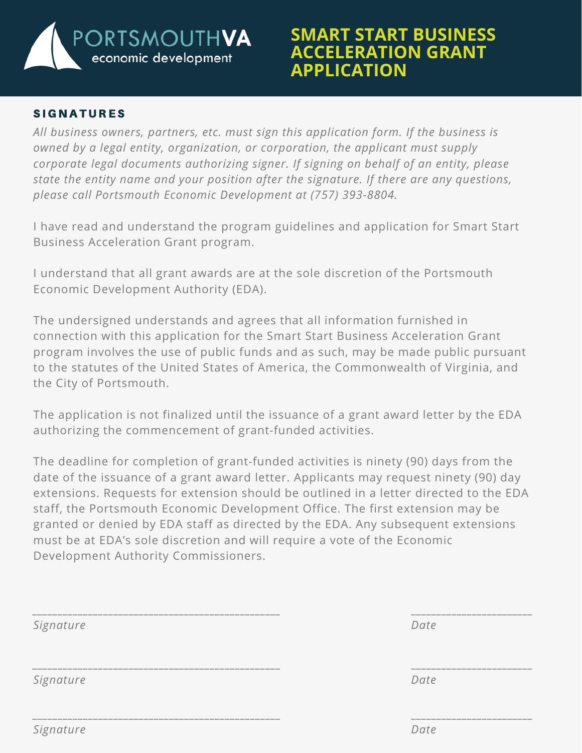PORTSMOUTHVA
economic development

# SMART START BUSINESS ACCELERATION GRANT APPLICATION

## SIGNATURES

*All business owners, partners, etc. must sign this application form. If the business is owned by a legal entity, organization, or corporation, the applicant must supply corporate legal documents authorizing signer. If signing on behalf of an entity, please state the entity name and your position after the signature. If there are any questions, please call Portsmouth Economic Development at (757) 393-8804.*

I have read and understand the program guidelines and application for Smart Start Business Acceleration Grant program.

I understand that all grant awards are at the sole discretion of the Portsmouth Economic Development Authority (EDA).

The undersigned understands and agrees that all information furnished in connection with this application for the Smart Start Business Acceleration Grant program involves the use of public funds and as such, may be made public pursuant to the statutes of the United States of America, the Commonwealth of Virginia, and the City of Portsmouth.

The application is not finalized until the issuance of a grant award letter by the EDA authorizing the commencement of grant-funded activities.

The deadline for completion of grant-funded activities is ninety (90) days from the date of the issuance of a grant award letter. Applicants may request ninety (90) day extensions. Requests for extension should be outlined in a letter directed to the EDA staff, the Portsmouth Economic Development Office. The first extension may be granted or denied by EDA staff as directed by the EDA. Any subsequent extensions must be at EDA's sole discretion and will require a vote of the Economic Development Authority Commissioners.

_____________________________________________ ______________________
*Signature* *Date*

_____________________________________________ ______________________
*Signature* *Date*

_____________________________________________ ______________________
*Signature* *Date*